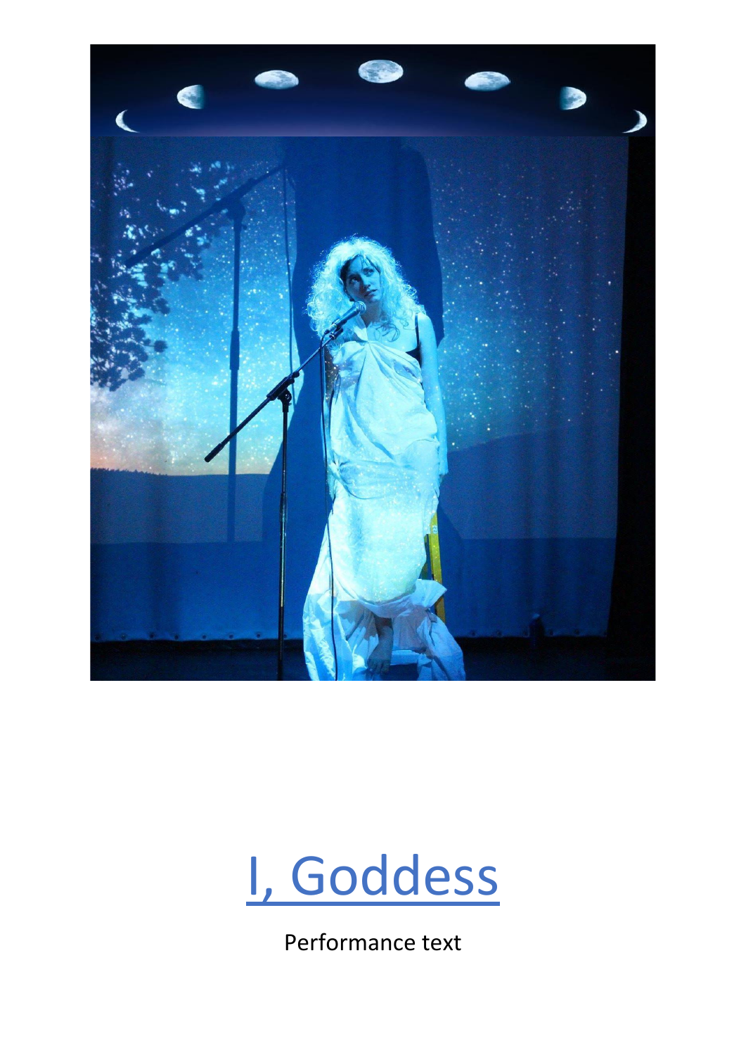# I, Goddess

Performance text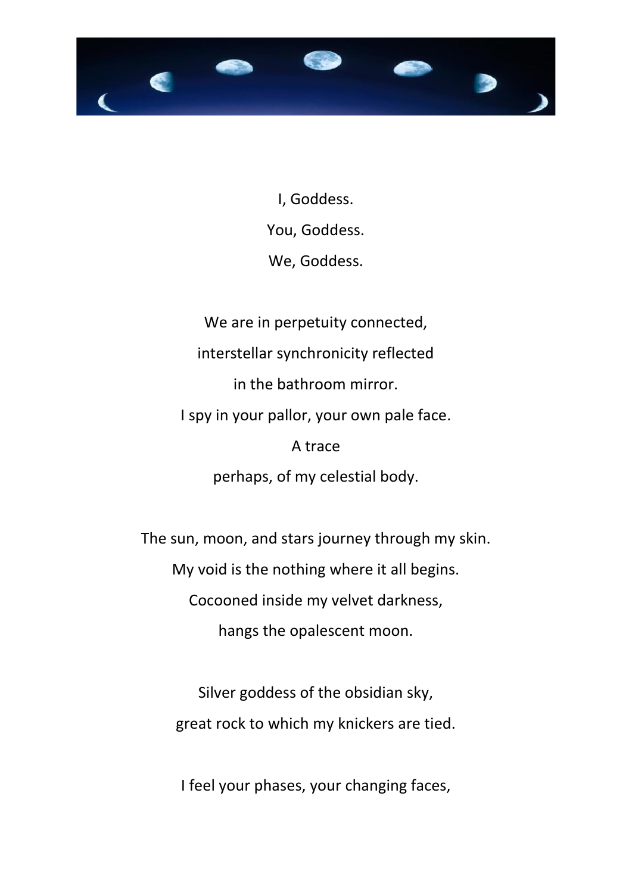I, Goddess.

You, Goddess.

We, Goddess.

We are in perpetuity connected,

interstellar synchronicity reflected

in the bathroom mirror.

I spy in your pallor, your own pale face.

A trace

perhaps, of my celestial body.

The sun, moon, and stars journey through my skin.

My void is the nothing where it all begins.

Cocooned inside my velvet darkness,

hangs the opalescent moon.

Silver goddess of the obsidian sky,

great rock to which my knickers are tied.

I feel your phases, your changing faces,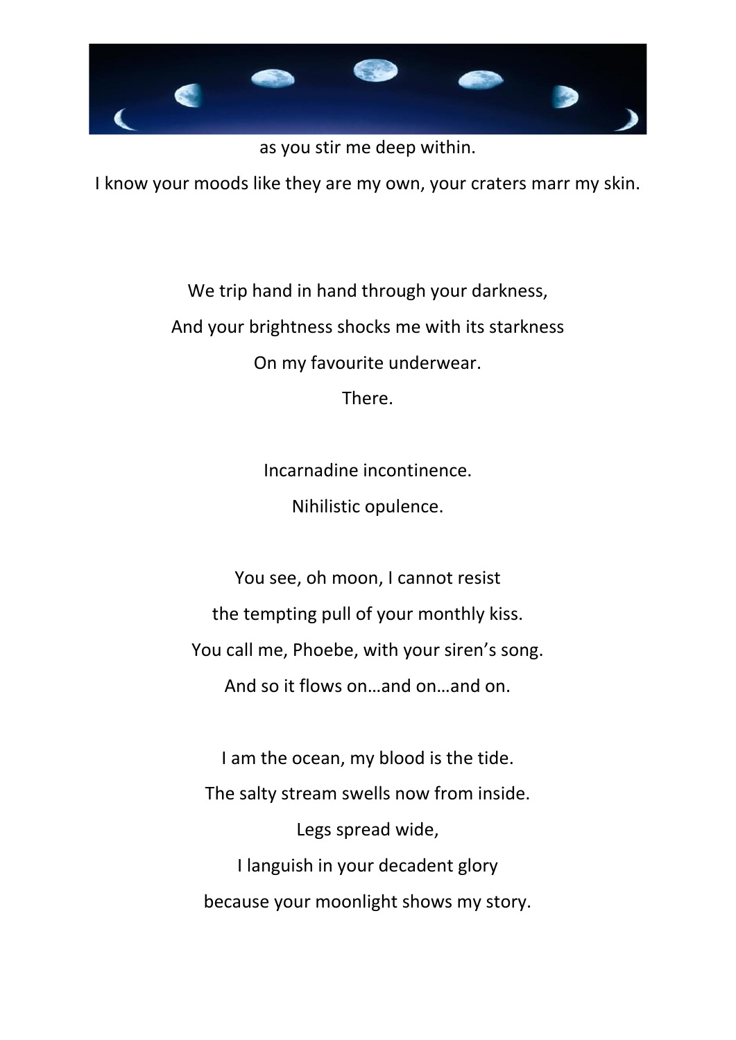as you stir me deep within.

I know your moods like they are my own, your craters marr my skin.

We trip hand in hand through your darkness,

And your brightness shocks me with its starkness

On my favourite underwear.

There.

Incarnadine incontinence.

Nihilistic opulence.

You see, oh moon, I cannot resist

the tempting pull of your monthly kiss.

You call me, Phoebe, with your siren's song.

And so it flows on…and on…and on.

I am the ocean, my blood is the tide.

The salty stream swells now from inside.

Legs spread wide,

I languish in your decadent glory

because your moonlight shows my story.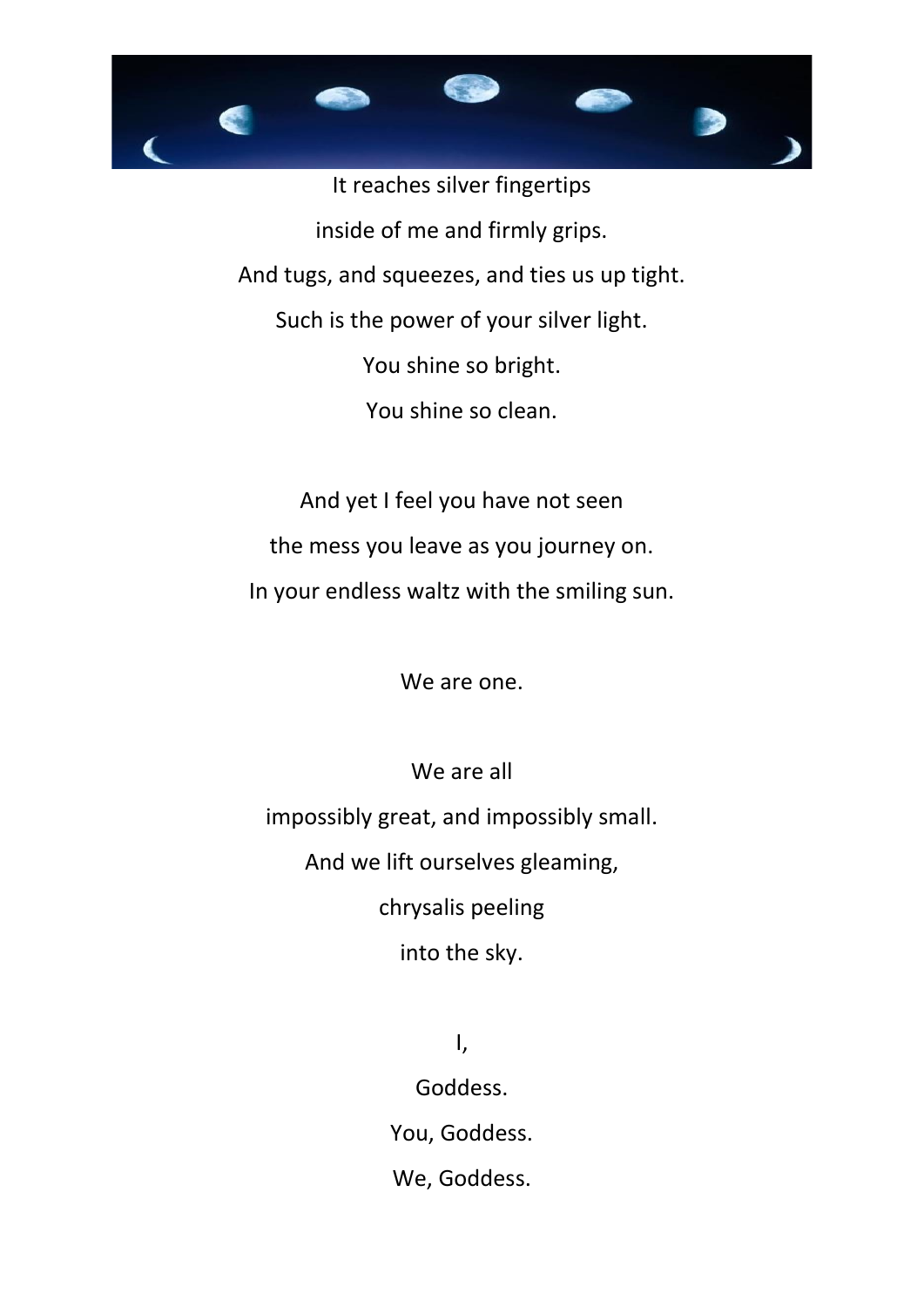It reaches silver fingertips

inside of me and firmly grips.

And tugs, and squeezes, and ties us up tight.

Such is the power of your silver light.

You shine so bright.

You shine so clean.

And yet I feel you have not seen

the mess you leave as you journey on.

In your endless waltz with the smiling sun.

We are one.

We are all

impossibly great, and impossibly small.

And we lift ourselves gleaming,

chrysalis peeling

into the sky.

I,

Goddess.

You, Goddess.

We, Goddess.